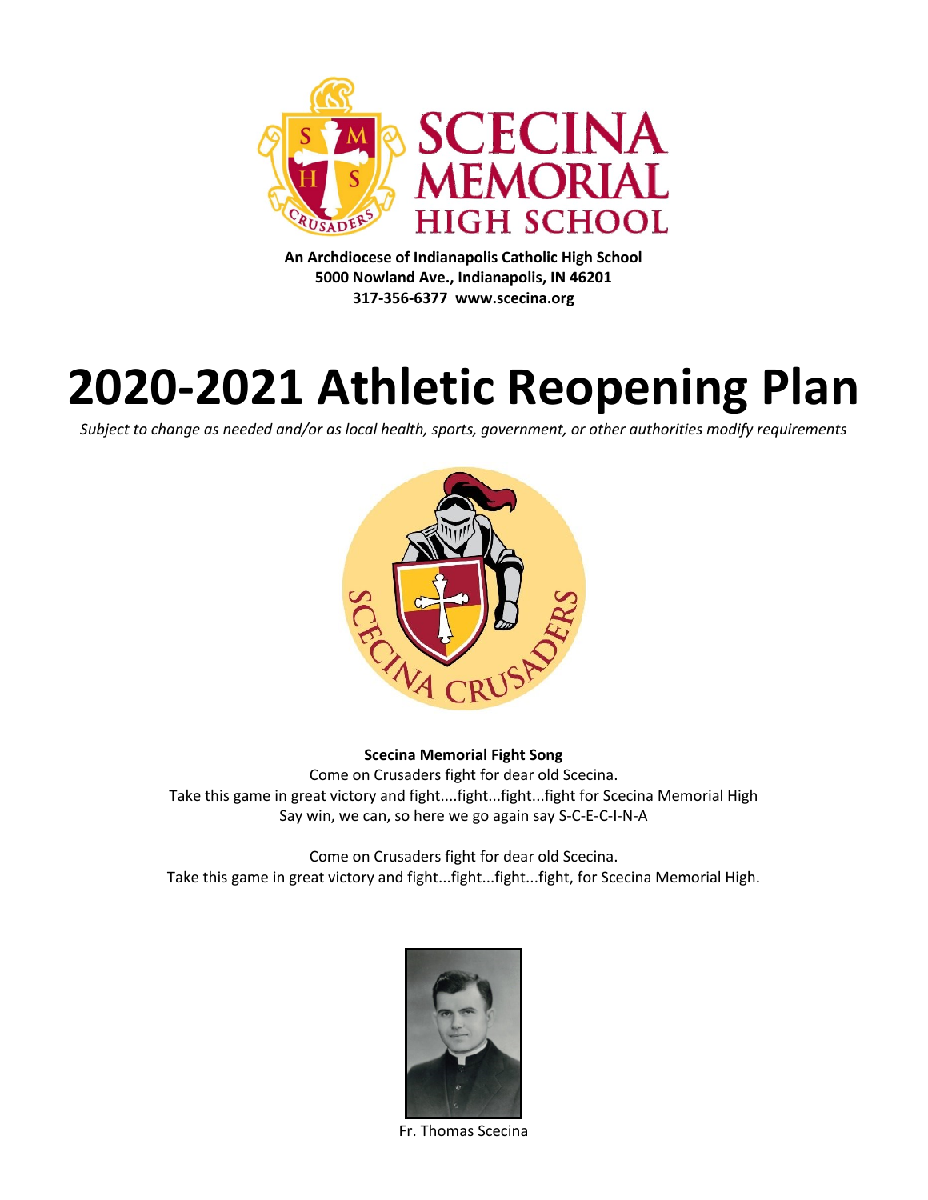SCECINA MEMORIAL HIGH SCHOOL

**An Archdiocese of Indianapolis Catholic High School**
**5000 Nowland Ave., Indianapolis, IN 46201**
**317-356-6377 www.scecina.org**

# 2020-2021 Athletic Reopening Plan

*Subject to change as needed and/or as local health, sports, government, or other authorities modify requirements*

**Scecina Memorial Fight Song**

Come on Crusaders fight for dear old Scecina.
Take this game in great victory and fight....fight...fight...fight for Scecina Memorial High
Say win, we can, so here we go again say S-C-E-C-I-N-A

Come on Crusaders fight for dear old Scecina.
Take this game in great victory and fight...fight...fight...fight, for Scecina Memorial High.

Fr. Thomas Scecina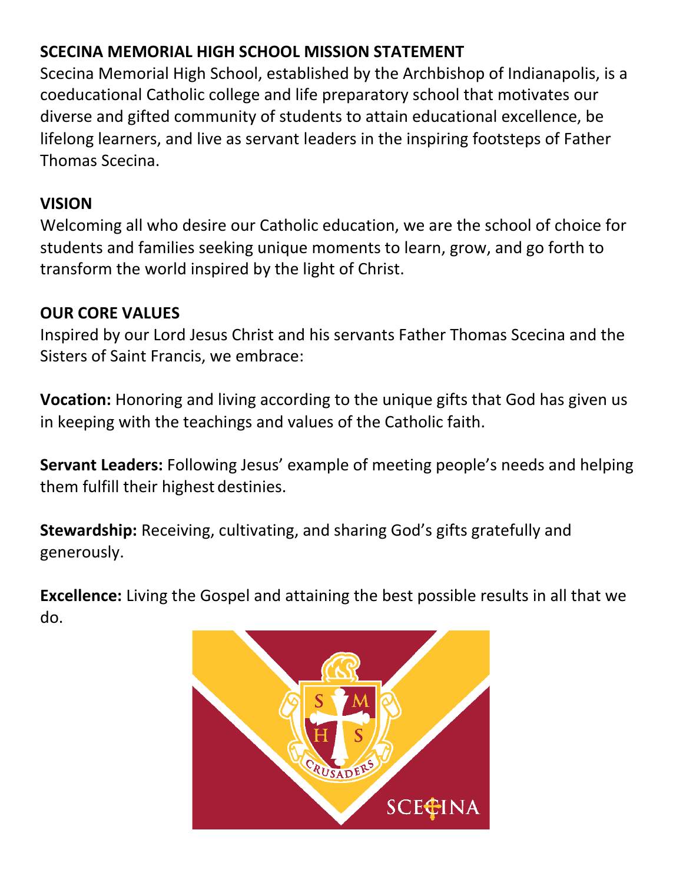## SCECINA MEMORIAL HIGH SCHOOL MISSION STATEMENT

Scecina Memorial High School, established by the Archbishop of Indianapolis, is a coeducational Catholic college and life preparatory school that motivates our diverse and gifted community of students to attain educational excellence, be lifelong learners, and live as servant leaders in the inspiring footsteps of Father Thomas Scecina.

## VISION

Welcoming all who desire our Catholic education, we are the school of choice for students and families seeking unique moments to learn, grow, and go forth to transform the world inspired by the light of Christ.

## OUR CORE VALUES

Inspired by our Lord Jesus Christ and his servants Father Thomas Scecina and the Sisters of Saint Francis, we embrace:

**Vocation:** Honoring and living according to the unique gifts that God has given us in keeping with the teachings and values of the Catholic faith.

**Servant Leaders:** Following Jesus' example of meeting people's needs and helping them fulfill their highest destinies.

**Stewardship:** Receiving, cultivating, and sharing God's gifts gratefully and generously.

**Excellence:** Living the Gospel and attaining the best possible results in all that we do.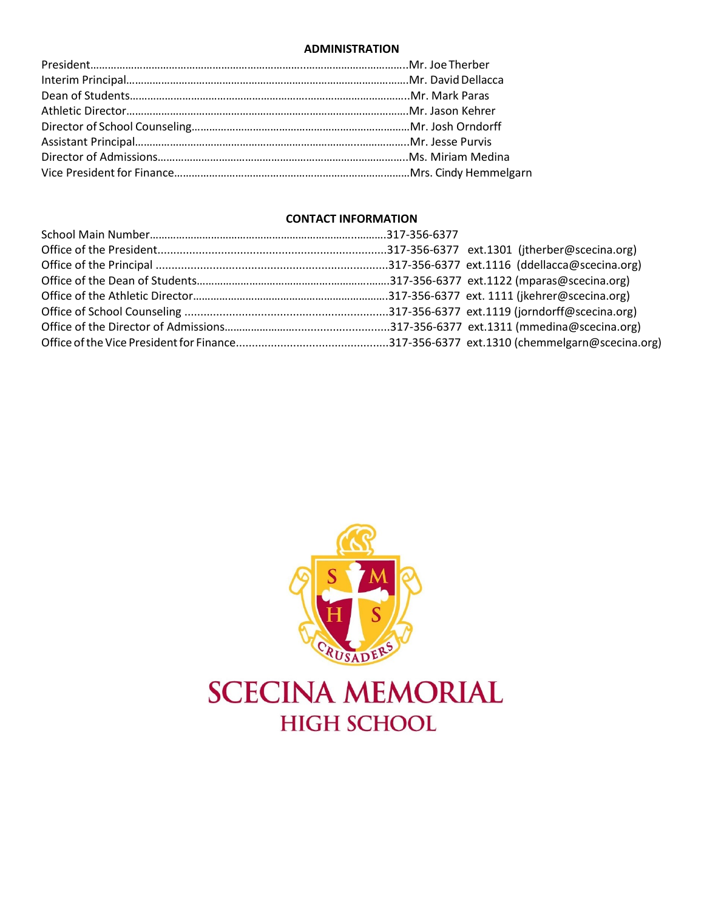## ADMINISTRATION

President……………………………………………………………………………………………..Mr. Joe Therber
Interim Principal……………………………………………………………………………………Mr. David Dellacca
Dean of Students…………………………………………………………………………………..Mr. Mark Paras
Athletic Director……………………………………………………………………………………Mr. Jason Kehrer
Director of School Counseling………………………………………………………………Mr. Josh Orndorff
Assistant Principal…………………………………………………………………………………Mr. Jesse Purvis
Director of Admissions…………………………………………………………………………Ms. Miriam Medina
Vice President for Finance……………………………………………………………………Mrs. Cindy Hemmelgarn

## CONTACT INFORMATION

School Main Number…………………………………………………………………317-356-6377
Office of the President........................................................................317-356-6377 ext.1301 (jtherber@scecina.org)
Office of the Principal .........................................................................317-356-6377 ext.1116 (ddellacca@scecina.org)
Office of the Dean of Students…………………………………………………………317-356-6377 ext.1122 (mparas@scecina.org)
Office of the Athletic Director……………………………………………………………317-356-6377 ext. 1111 (jkehrer@scecina.org)
Office of School Counseling .................................................................317-356-6377 ext.1119 (jorndorff@scecina.org)
Office of the Director of Admissions………………….............................317-356-6377 ext.1311 (mmedina@scecina.org)
Office of the Vice President for Finance................................................317-356-6377 ext.1310 (chemmelgarn@scecina.org)

SCECINA MEMORIAL HIGH SCHOOL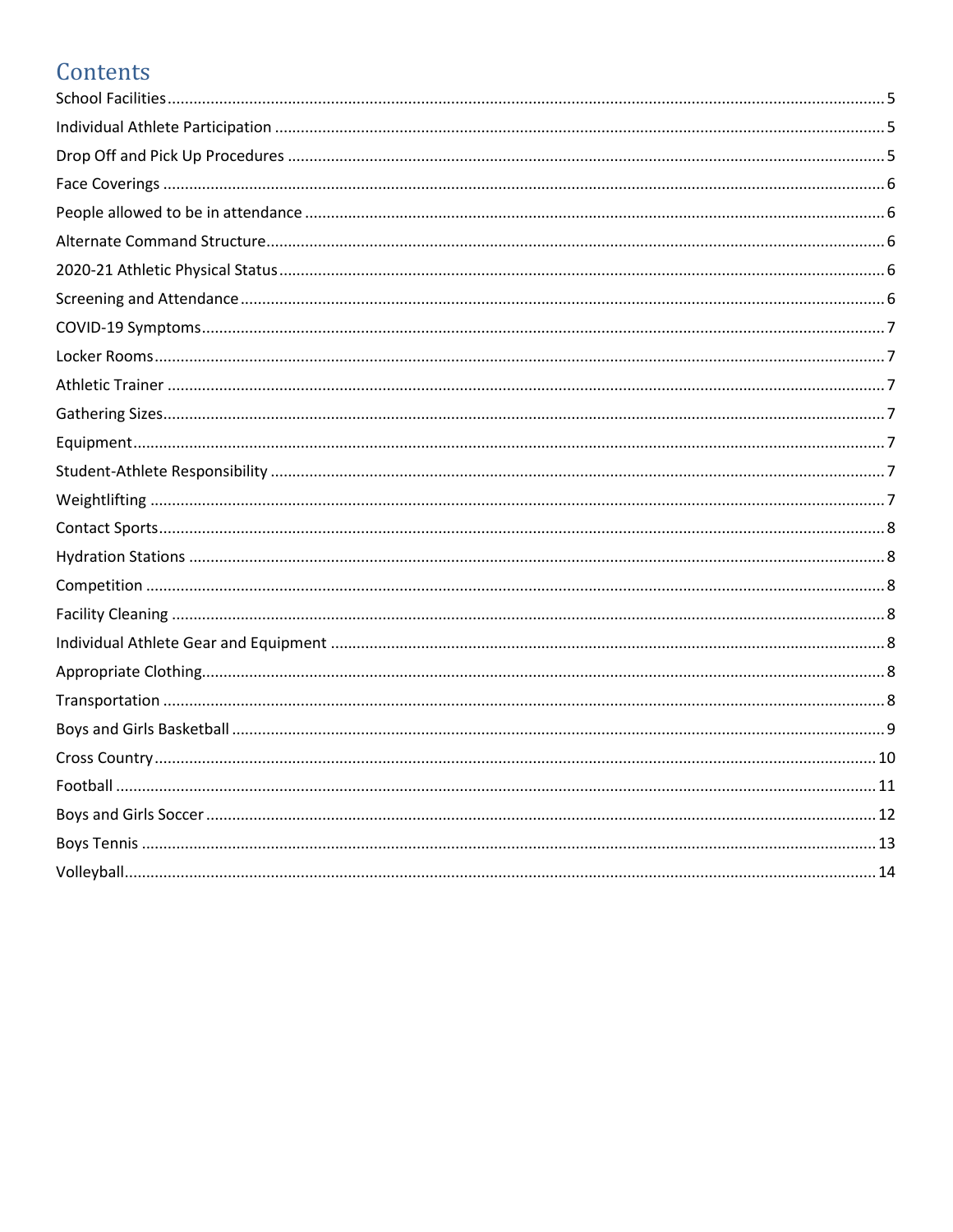# Contents

School Facilities ........................................................................................................................................ 5

Individual Athlete Participation ................................................................................................................. 5

Drop Off and Pick Up Procedures .............................................................................................................. 5

Face Coverings ........................................................................................................................................... 6

People allowed to be in attendance .......................................................................................................... 6

Alternate Command Structure ................................................................................................................... 6

2020-21 Athletic Physical Status ................................................................................................................ 6

Screening and Attendance ......................................................................................................................... 6

COVID-19 Symptoms .................................................................................................................................. 7

Locker Rooms ............................................................................................................................................. 7

Athletic Trainer .......................................................................................................................................... 7

Gathering Sizes ........................................................................................................................................... 7

Equipment .................................................................................................................................................. 7

Student-Athlete Responsibility ................................................................................................................... 7

Weightlifting ............................................................................................................................................... 7

Contact Sports ............................................................................................................................................ 8

Hydration Stations ..................................................................................................................................... 8

Competition ............................................................................................................................................... 8

Facility Cleaning ......................................................................................................................................... 8

Individual Athlete Gear and Equipment ..................................................................................................... 8

Appropriate Clothing .................................................................................................................................. 8

Transportation ........................................................................................................................................... 8

Boys and Girls Basketball ........................................................................................................................... 9

Cross Country ........................................................................................................................................... 10

Football .................................................................................................................................................... 11

Boys and Girls Soccer ............................................................................................................................... 12

Boys Tennis .............................................................................................................................................. 13

Volleyball ................................................................................................................................................. 14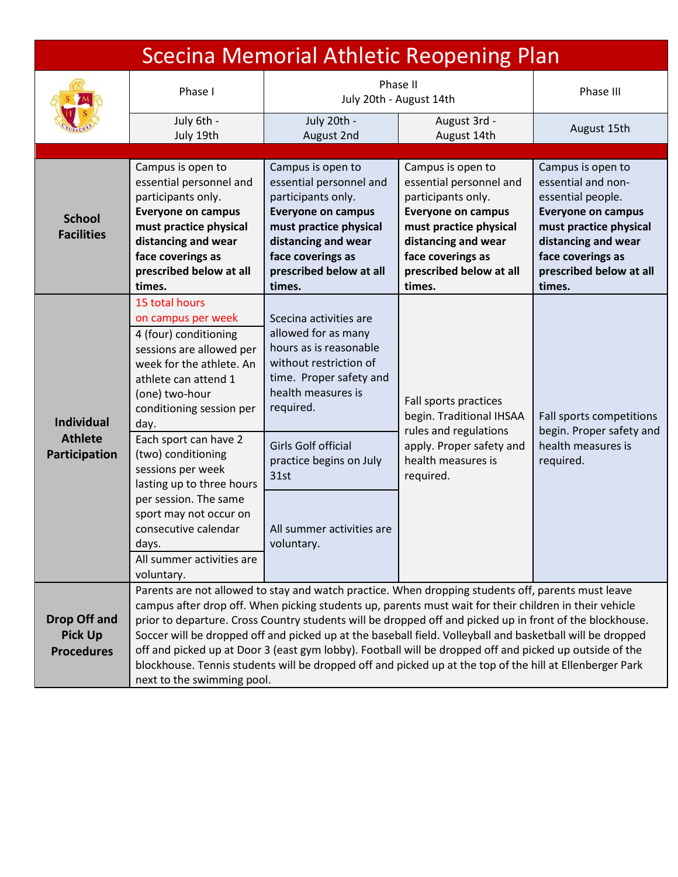# Scecina Memorial Athletic Reopening Plan

| | Phase I | Phase II July 20th - August 14th | | Phase III |
|---|---|---|---|---|
| | July 6th - July 19th | July 20th - August 2nd | August 3rd - August 14th | August 15th |
| **School Facilities** | Campus is open to essential personnel and participants only. **Everyone on campus must practice physical distancing and wear face coverings as prescribed below at all times.** | Campus is open to essential personnel and participants only. **Everyone on campus must practice physical distancing and wear face coverings as prescribed below at all times.** | Campus is open to essential personnel and participants only. **Everyone on campus must practice physical distancing and wear face coverings as prescribed below at all times.** | Campus is open to essential and non-essential people. **Everyone on campus must practice physical distancing and wear face coverings as prescribed below at all times.** |
| **Individual Athlete Participation** | 15 total hours on campus per week<br><br>4 (four) conditioning sessions are allowed per week for the athlete. An athlete can attend 1 (one) two-hour conditioning session per day.<br><br>Each sport can have 2 (two) conditioning sessions per week lasting up to three hours per session. The same sport may not occur on consecutive calendar days.<br><br>All summer activities are voluntary. | Scecina activities are allowed for as many hours as is reasonable without restriction of time. Proper safety and health measures is required.<br><br>Girls Golf official practice begins on July 31st<br><br>All summer activities are voluntary. | Fall sports practices begin. Traditional IHSAA rules and regulations apply. Proper safety and health measures is required. | Fall sports competitions begin. Proper safety and health measures is required. |
| **Drop Off and Pick Up Procedures** | Parents are not allowed to stay and watch practice. When dropping students off, parents must leave campus after drop off. When picking students up, parents must wait for their children in their vehicle prior to departure. Cross Country students will be dropped off and picked up in front of the blockhouse. Soccer will be dropped off and picked up at the baseball field. Volleyball and basketball will be dropped off and picked up at Door 3 (east gym lobby). Football will be dropped off and picked up outside of the blockhouse. Tennis students will be dropped off and picked up at the top of the hill at Ellenberger Park next to the swimming pool. | | | |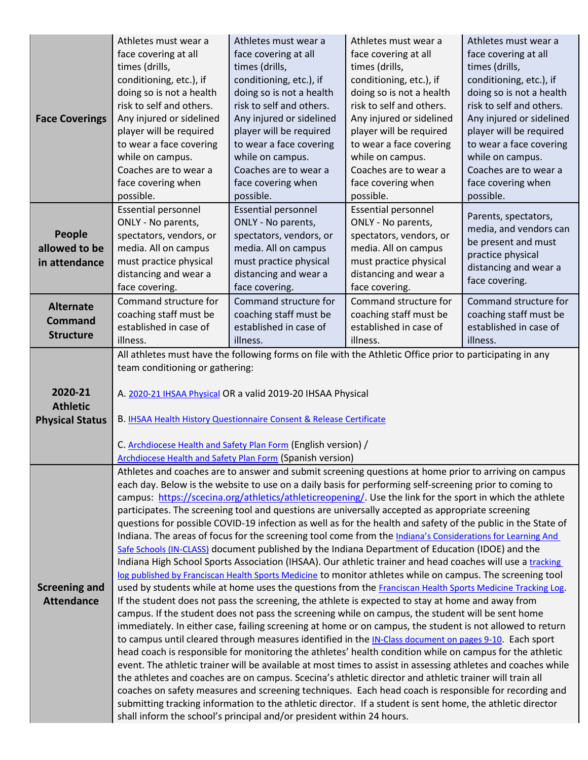| | | | | |
|---|---|---|---|---|
| **Face Coverings** | Athletes must wear a face covering at all times (drills, conditioning, etc.), if doing so is not a health risk to self and others. Any injured or sidelined player will be required to wear a face covering while on campus. Coaches are to wear a face covering when possible. | Athletes must wear a face covering at all times (drills, conditioning, etc.), if doing so is not a health risk to self and others. Any injured or sidelined player will be required to wear a face covering while on campus. Coaches are to wear a face covering when possible. | Athletes must wear a face covering at all times (drills, conditioning, etc.), if doing so is not a health risk to self and others. Any injured or sidelined player will be required to wear a face covering while on campus. Coaches are to wear a face covering when possible. | Athletes must wear a face covering at all times (drills, conditioning, etc.), if doing so is not a health risk to self and others. Any injured or sidelined player will be required to wear a face covering while on campus. Coaches are to wear a face covering when possible. |
| **People allowed to be in attendance** | Essential personnel ONLY - No parents, spectators, vendors, or media. All on campus must practice physical distancing and wear a face covering. | Essential personnel ONLY - No parents, spectators, vendors, or media. All on campus must practice physical distancing and wear a face covering. | Essential personnel ONLY - No parents, spectators, vendors, or media. All on campus must practice physical distancing and wear a face covering. | Parents, spectators, media, and vendors can be present and must practice physical distancing and wear a face covering. |
| **Alternate Command Structure** | Command structure for coaching staff must be established in case of illness. | Command structure for coaching staff must be established in case of illness. | Command structure for coaching staff must be established in case of illness. | Command structure for coaching staff must be established in case of illness. |
| **2020-21 Athletic Physical Status** | All athletes must have the following forms on file with the Athletic Office prior to participating in any team conditioning or gathering:<br><br>A. 2020-21 IHSAA Physical OR a valid 2019-20 IHSAA Physical<br><br>B. IHSAA Health History Questionnaire Consent & Release Certificate<br><br>C. Archdiocese Health and Safety Plan Form (English version) / Archdiocese Health and Safety Plan Form (Spanish version) | | | |
| **Screening and Attendance** | Athletes and coaches are to answer and submit screening questions at home prior to arriving on campus each day. Below is the website to use on a daily basis for performing self-screening prior to coming to campus: https://scecina.org/athletics/athleticreopening/. Use the link for the sport in which the athlete participates. The screening tool and questions are universally accepted as appropriate screening questions for possible COVID-19 infection as well as for the health and safety of the public in the State of Indiana. The areas of focus for the screening tool come from the Indiana's Considerations for Learning And Safe Schools (IN-CLASS) document published by the Indiana Department of Education (IDOE) and the Indiana High School Sports Association (IHSAA). Our athletic trainer and head coaches will use a tracking log published by Franciscan Health Sports Medicine to monitor athletes while on campus. The screening tool used by students while at home uses the questions from the Franciscan Health Sports Medicine Tracking Log. If the student does not pass the screening, the athlete is expected to stay at home and away from campus. If the student does not pass the screening while on campus, the student will be sent home immediately. In either case, failing screening at home or on campus, the student is not allowed to return to campus until cleared through measures identified in the IN-Class document on pages 9-10. Each sport head coach is responsible for monitoring the athletes' health condition while on campus for the athletic event. The athletic trainer will be available at most times to assist in assessing athletes and coaches while the athletes and coaches are on campus. Scecina's athletic director and athletic trainer will train all coaches on safety measures and screening techniques. Each head coach is responsible for recording and submitting tracking information to the athletic director. If a student is sent home, the athletic director shall inform the school's principal and/or president within 24 hours. | | | |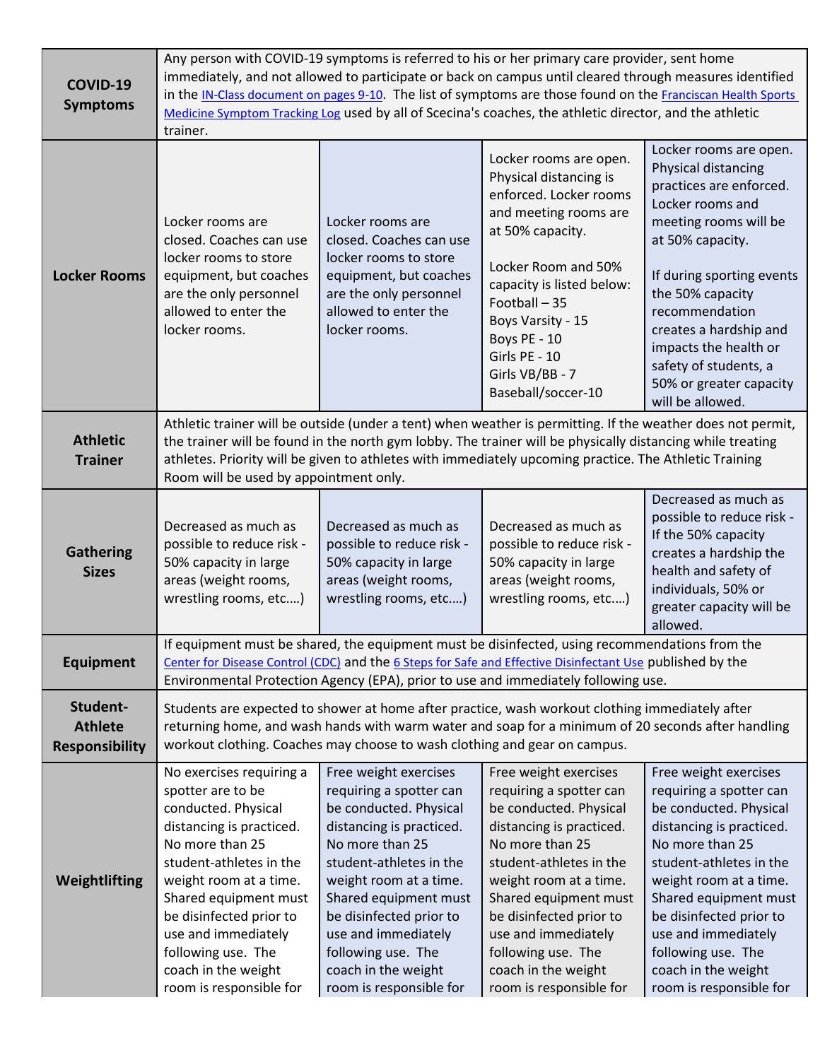| | | | | |
|---|---|---|---|---|
| **COVID-19 Symptoms** | Any person with COVID-19 symptoms is referred to his or her primary care provider, sent home immediately, and not allowed to participate or back on campus until cleared through measures identified in the IN-Class document on pages 9-10. The list of symptoms are those found on the Franciscan Health Sports Medicine Symptom Tracking Log used by all of Scecina's coaches, the athletic director, and the athletic trainer. | | | |
| **Locker Rooms** | Locker rooms are closed. Coaches can use locker rooms to store equipment, but coaches are the only personnel allowed to enter the locker rooms. | Locker rooms are closed. Coaches can use locker rooms to store equipment, but coaches are the only personnel allowed to enter the locker rooms. | Locker rooms are open. Physical distancing is enforced. Locker rooms and meeting rooms are at 50% capacity.<br><br>Locker Room and 50% capacity is listed below:<br>Football – 35<br>Boys Varsity - 15<br>Boys PE - 10<br>Girls PE - 10<br>Girls VB/BB - 7<br>Baseball/soccer-10 | Locker rooms are open. Physical distancing practices are enforced. Locker rooms and meeting rooms will be at 50% capacity.<br><br>If during sporting events the 50% capacity recommendation creates a hardship and impacts the health or safety of students, a 50% or greater capacity will be allowed. |
| **Athletic Trainer** | Athletic trainer will be outside (under a tent) when weather is permitting. If the weather does not permit, the trainer will be found in the north gym lobby. The trainer will be physically distancing while treating athletes. Priority will be given to athletes with immediately upcoming practice. The Athletic Training Room will be used by appointment only. | | | |
| **Gathering Sizes** | Decreased as much as possible to reduce risk - 50% capacity in large areas (weight rooms, wrestling rooms, etc.…) | Decreased as much as possible to reduce risk - 50% capacity in large areas (weight rooms, wrestling rooms, etc.…) | Decreased as much as possible to reduce risk - 50% capacity in large areas (weight rooms, wrestling rooms, etc.…) | Decreased as much as possible to reduce risk - If the 50% capacity creates a hardship the health and safety of individuals, 50% or greater capacity will be allowed. |
| **Equipment** | If equipment must be shared, the equipment must be disinfected, using recommendations from the Center for Disease Control (CDC) and the 6 Steps for Safe and Effective Disinfectant Use published by the Environmental Protection Agency (EPA), prior to use and immediately following use. | | | |
| **Student-Athlete Responsibility** | Students are expected to shower at home after practice, wash workout clothing immediately after returning home, and wash hands with warm water and soap for a minimum of 20 seconds after handling workout clothing. Coaches may choose to wash clothing and gear on campus. | | | |
| **Weightlifting** | No exercises requiring a spotter are to be conducted. Physical distancing is practiced. No more than 25 student-athletes in the weight room at a time. Shared equipment must be disinfected prior to use and immediately following use. The coach in the weight room is responsible for | Free weight exercises requiring a spotter can be conducted. Physical distancing is practiced. No more than 25 student-athletes in the weight room at a time. Shared equipment must be disinfected prior to use and immediately following use. The coach in the weight room is responsible for | Free weight exercises requiring a spotter can be conducted. Physical distancing is practiced. No more than 25 student-athletes in the weight room at a time. Shared equipment must be disinfected prior to use and immediately following use. The coach in the weight room is responsible for | Free weight exercises requiring a spotter can be conducted. Physical distancing is practiced. No more than 25 student-athletes in the weight room at a time. Shared equipment must be disinfected prior to use and immediately following use. The coach in the weight room is responsible for |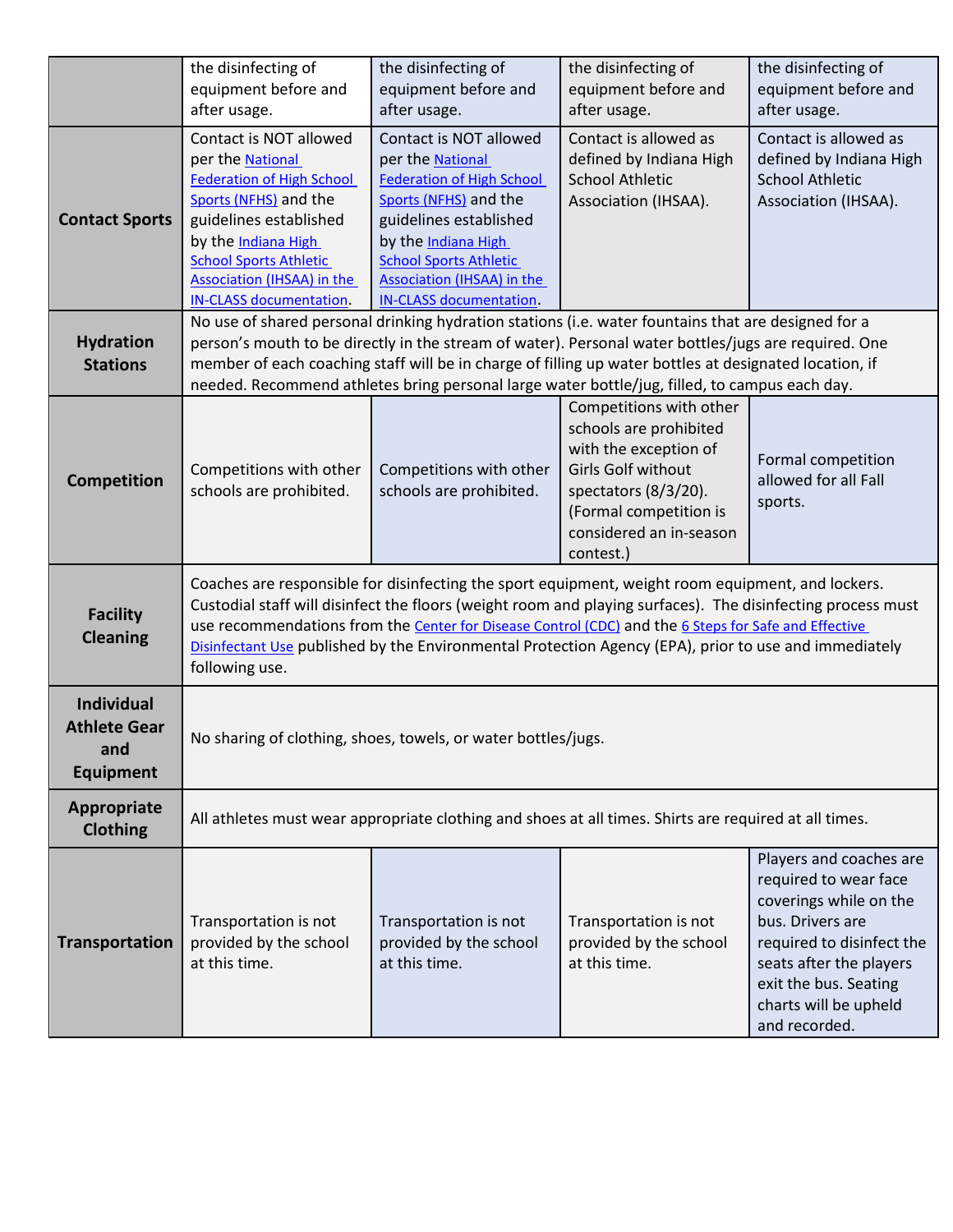| | | | | |
|---|---|---|---|---|
| | the disinfecting of equipment before and after usage. | the disinfecting of equipment before and after usage. | the disinfecting of equipment before and after usage. | the disinfecting of equipment before and after usage. |
| **Contact Sports** | Contact is NOT allowed per the [National Federation of High School Sports (NFHS)]() and the guidelines established by the [Indiana High School Sports Athletic Association (IHSAA) in the IN-CLASS documentation](). | Contact is NOT allowed per the [National Federation of High School Sports (NFHS)]() and the guidelines established by the [Indiana High School Sports Athletic Association (IHSAA) in the IN-CLASS documentation](). | Contact is allowed as defined by Indiana High School Athletic Association (IHSAA). | Contact is allowed as defined by Indiana High School Athletic Association (IHSAA). |
| **Hydration Stations** | No use of shared personal drinking hydration stations (i.e. water fountains that are designed for a person's mouth to be directly in the stream of water). Personal water bottles/jugs are required. One member of each coaching staff will be in charge of filling up water bottles at designated location, if needed. Recommend athletes bring personal large water bottle/jug, filled, to campus each day. | | | |
| **Competition** | Competitions with other schools are prohibited. | Competitions with other schools are prohibited. | Competitions with other schools are prohibited with the exception of Girls Golf without spectators (8/3/20). (Formal competition is considered an in-season contest.) | Formal competition allowed for all Fall sports. |
| **Facility Cleaning** | Coaches are responsible for disinfecting the sport equipment, weight room equipment, and lockers. Custodial staff will disinfect the floors (weight room and playing surfaces). The disinfecting process must use recommendations from the [Center for Disease Control (CDC)]() and the [6 Steps for Safe and Effective Disinfectant Use]() published by the Environmental Protection Agency (EPA), prior to use and immediately following use. | | | |
| **Individual Athlete Gear and Equipment** | No sharing of clothing, shoes, towels, or water bottles/jugs. | | | |
| **Appropriate Clothing** | All athletes must wear appropriate clothing and shoes at all times. Shirts are required at all times. | | | |
| **Transportation** | Transportation is not provided by the school at this time. | Transportation is not provided by the school at this time. | Transportation is not provided by the school at this time. | Players and coaches are required to wear face coverings while on the bus. Drivers are required to disinfect the seats after the players exit the bus. Seating charts will be upheld and recorded. |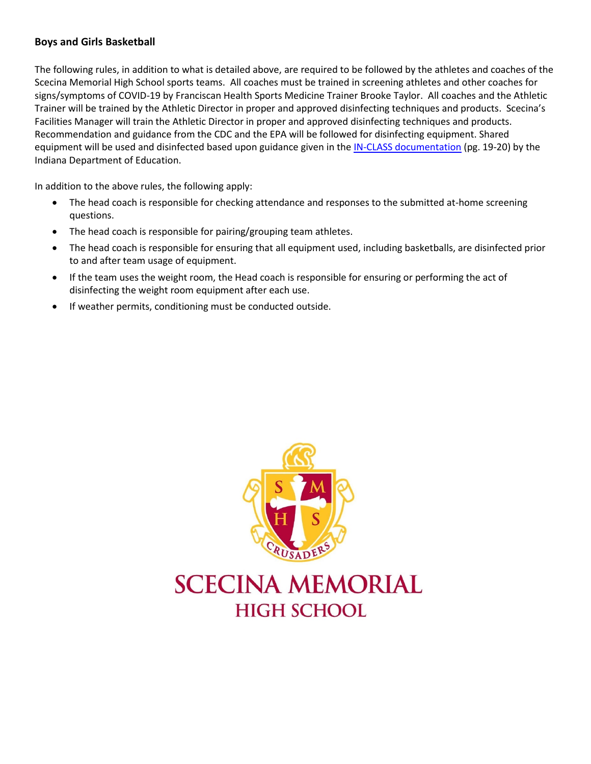**Boys and Girls Basketball**

The following rules, in addition to what is detailed above, are required to be followed by the athletes and coaches of the Scecina Memorial High School sports teams. All coaches must be trained in screening athletes and other coaches for signs/symptoms of COVID-19 by Franciscan Health Sports Medicine Trainer Brooke Taylor. All coaches and the Athletic Trainer will be trained by the Athletic Director in proper and approved disinfecting techniques and products. Scecina's Facilities Manager will train the Athletic Director in proper and approved disinfecting techniques and products. Recommendation and guidance from the CDC and the EPA will be followed for disinfecting equipment. Shared equipment will be used and disinfected based upon guidance given in the IN-CLASS documentation (pg. 19-20) by the Indiana Department of Education.

In addition to the above rules, the following apply:

- The head coach is responsible for checking attendance and responses to the submitted at-home screening questions.
- The head coach is responsible for pairing/grouping team athletes.
- The head coach is responsible for ensuring that all equipment used, including basketballs, are disinfected prior to and after team usage of equipment.
- If the team uses the weight room, the Head coach is responsible for ensuring or performing the act of disinfecting the weight room equipment after each use.
- If weather permits, conditioning must be conducted outside.

SCECINA MEMORIAL HIGH SCHOOL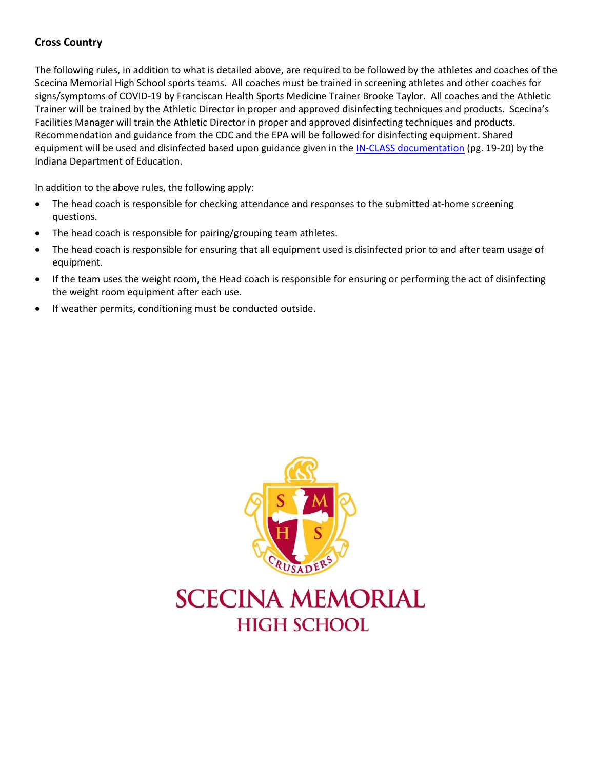**Cross Country**

The following rules, in addition to what is detailed above, are required to be followed by the athletes and coaches of the Scecina Memorial High School sports teams. All coaches must be trained in screening athletes and other coaches for signs/symptoms of COVID-19 by Franciscan Health Sports Medicine Trainer Brooke Taylor. All coaches and the Athletic Trainer will be trained by the Athletic Director in proper and approved disinfecting techniques and products. Scecina's Facilities Manager will train the Athletic Director in proper and approved disinfecting techniques and products. Recommendation and guidance from the CDC and the EPA will be followed for disinfecting equipment. Shared equipment will be used and disinfected based upon guidance given in the IN-CLASS documentation (pg. 19-20) by the Indiana Department of Education.

In addition to the above rules, the following apply:

- The head coach is responsible for checking attendance and responses to the submitted at-home screening questions.
- The head coach is responsible for pairing/grouping team athletes.
- The head coach is responsible for ensuring that all equipment used is disinfected prior to and after team usage of equipment.
- If the team uses the weight room, the Head coach is responsible for ensuring or performing the act of disinfecting the weight room equipment after each use.
- If weather permits, conditioning must be conducted outside.

SCECINA MEMORIAL HIGH SCHOOL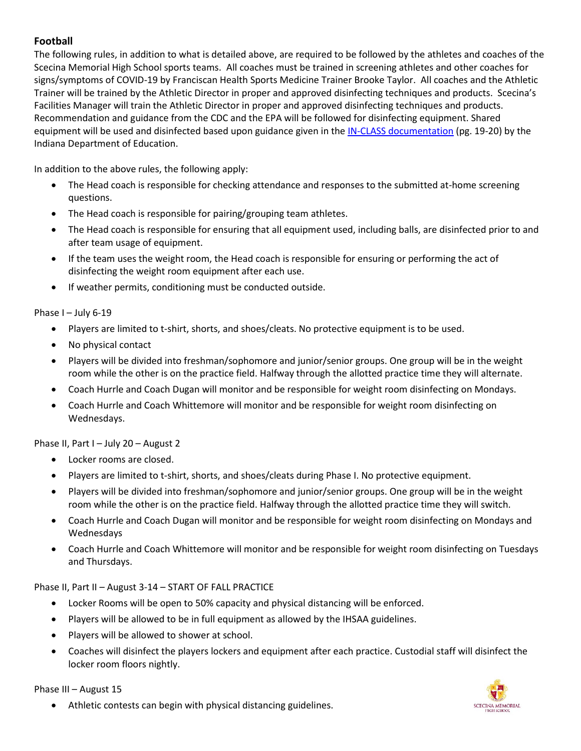## Football

The following rules, in addition to what is detailed above, are required to be followed by the athletes and coaches of the Scecina Memorial High School sports teams. All coaches must be trained in screening athletes and other coaches for signs/symptoms of COVID-19 by Franciscan Health Sports Medicine Trainer Brooke Taylor. All coaches and the Athletic Trainer will be trained by the Athletic Director in proper and approved disinfecting techniques and products. Scecina's Facilities Manager will train the Athletic Director in proper and approved disinfecting techniques and products. Recommendation and guidance from the CDC and the EPA will be followed for disinfecting equipment. Shared equipment will be used and disinfected based upon guidance given in the IN-CLASS documentation (pg. 19-20) by the Indiana Department of Education.

In addition to the above rules, the following apply:

- The Head coach is responsible for checking attendance and responses to the submitted at-home screening questions.
- The Head coach is responsible for pairing/grouping team athletes.
- The Head coach is responsible for ensuring that all equipment used, including balls, are disinfected prior to and after team usage of equipment.
- If the team uses the weight room, the Head coach is responsible for ensuring or performing the act of disinfecting the weight room equipment after each use.
- If weather permits, conditioning must be conducted outside.

Phase I – July 6-19

- Players are limited to t-shirt, shorts, and shoes/cleats. No protective equipment is to be used.
- No physical contact
- Players will be divided into freshman/sophomore and junior/senior groups. One group will be in the weight room while the other is on the practice field. Halfway through the allotted practice time they will alternate.
- Coach Hurrle and Coach Dugan will monitor and be responsible for weight room disinfecting on Mondays.
- Coach Hurrle and Coach Whittemore will monitor and be responsible for weight room disinfecting on Wednesdays.

Phase II, Part I – July 20 – August 2

- Locker rooms are closed.
- Players are limited to t-shirt, shorts, and shoes/cleats during Phase I. No protective equipment.
- Players will be divided into freshman/sophomore and junior/senior groups. One group will be in the weight room while the other is on the practice field. Halfway through the allotted practice time they will switch.
- Coach Hurrle and Coach Dugan will monitor and be responsible for weight room disinfecting on Mondays and Wednesdays
- Coach Hurrle and Coach Whittemore will monitor and be responsible for weight room disinfecting on Tuesdays and Thursdays.

Phase II, Part II – August 3-14 – START OF FALL PRACTICE

- Locker Rooms will be open to 50% capacity and physical distancing will be enforced.
- Players will be allowed to be in full equipment as allowed by the IHSAA guidelines.
- Players will be allowed to shower at school.
- Coaches will disinfect the players lockers and equipment after each practice. Custodial staff will disinfect the locker room floors nightly.

Phase III – August 15

- Athletic contests can begin with physical distancing guidelines.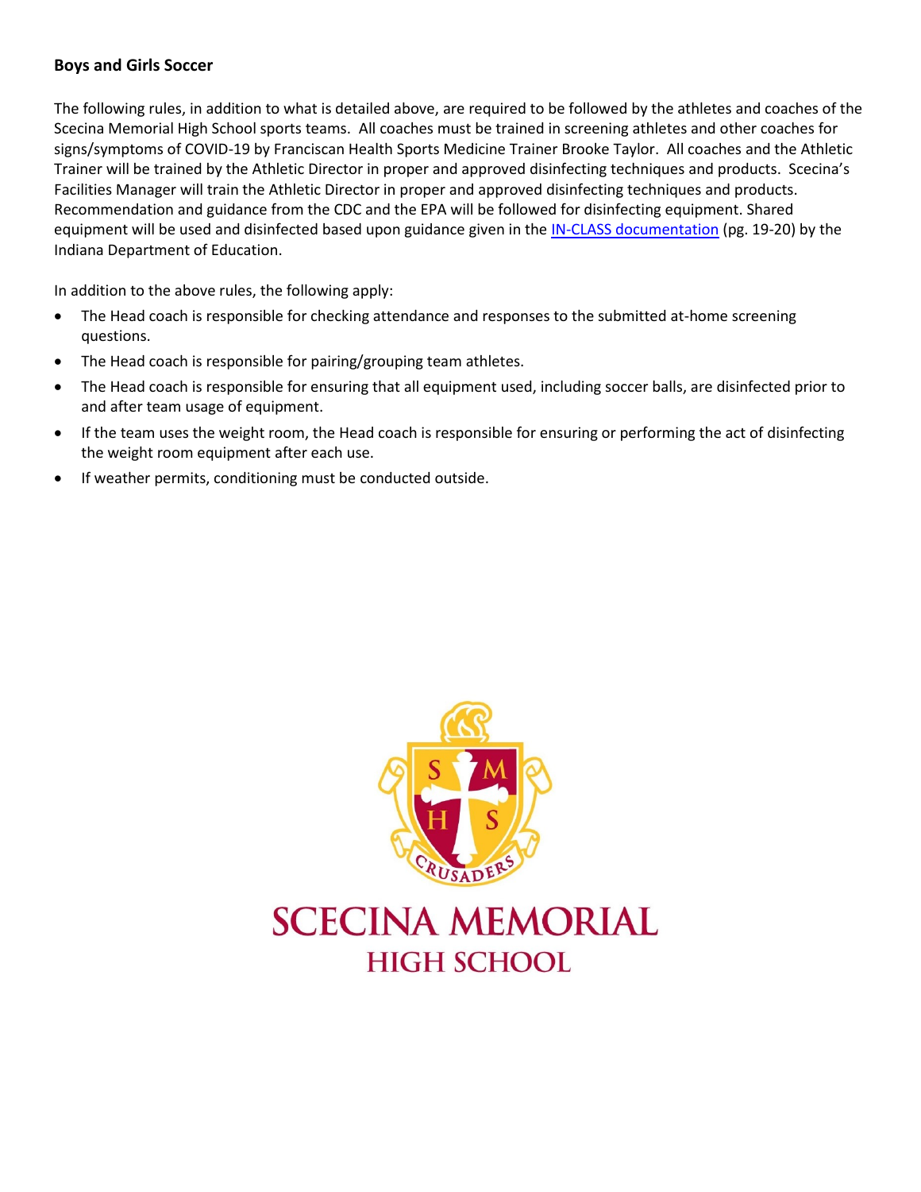### Boys and Girls Soccer

The following rules, in addition to what is detailed above, are required to be followed by the athletes and coaches of the Scecina Memorial High School sports teams. All coaches must be trained in screening athletes and other coaches for signs/symptoms of COVID-19 by Franciscan Health Sports Medicine Trainer Brooke Taylor. All coaches and the Athletic Trainer will be trained by the Athletic Director in proper and approved disinfecting techniques and products. Scecina's Facilities Manager will train the Athletic Director in proper and approved disinfecting techniques and products. Recommendation and guidance from the CDC and the EPA will be followed for disinfecting equipment. Shared equipment will be used and disinfected based upon guidance given in the IN-CLASS documentation (pg. 19-20) by the Indiana Department of Education.

In addition to the above rules, the following apply:

- The Head coach is responsible for checking attendance and responses to the submitted at-home screening questions.
- The Head coach is responsible for pairing/grouping team athletes.
- The Head coach is responsible for ensuring that all equipment used, including soccer balls, are disinfected prior to and after team usage of equipment.
- If the team uses the weight room, the Head coach is responsible for ensuring or performing the act of disinfecting the weight room equipment after each use.
- If weather permits, conditioning must be conducted outside.

SCECINA MEMORIAL HIGH SCHOOL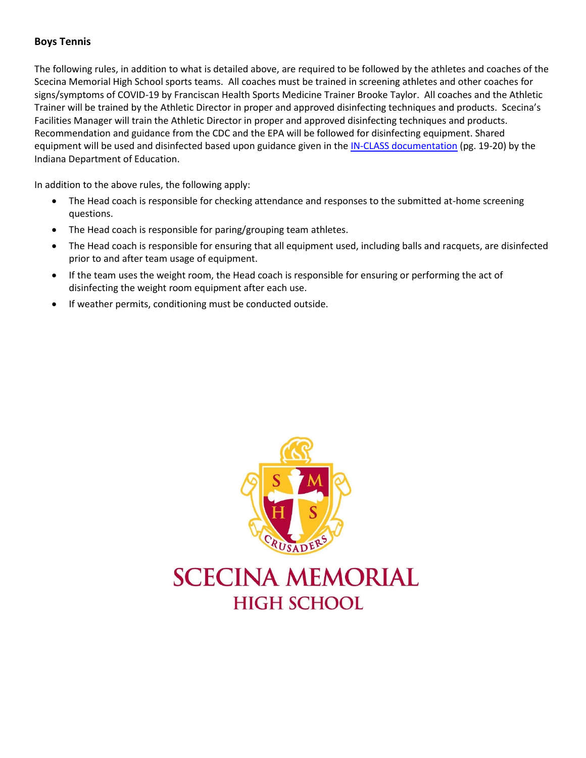**Boys Tennis**

The following rules, in addition to what is detailed above, are required to be followed by the athletes and coaches of the Scecina Memorial High School sports teams. All coaches must be trained in screening athletes and other coaches for signs/symptoms of COVID-19 by Franciscan Health Sports Medicine Trainer Brooke Taylor. All coaches and the Athletic Trainer will be trained by the Athletic Director in proper and approved disinfecting techniques and products. Scecina's Facilities Manager will train the Athletic Director in proper and approved disinfecting techniques and products. Recommendation and guidance from the CDC and the EPA will be followed for disinfecting equipment. Shared equipment will be used and disinfected based upon guidance given in the IN-CLASS documentation (pg. 19-20) by the Indiana Department of Education.

In addition to the above rules, the following apply:

- The Head coach is responsible for checking attendance and responses to the submitted at-home screening questions.
- The Head coach is responsible for paring/grouping team athletes.
- The Head coach is responsible for ensuring that all equipment used, including balls and racquets, are disinfected prior to and after team usage of equipment.
- If the team uses the weight room, the Head coach is responsible for ensuring or performing the act of disinfecting the weight room equipment after each use.
- If weather permits, conditioning must be conducted outside.

SCECINA MEMORIAL HIGH SCHOOL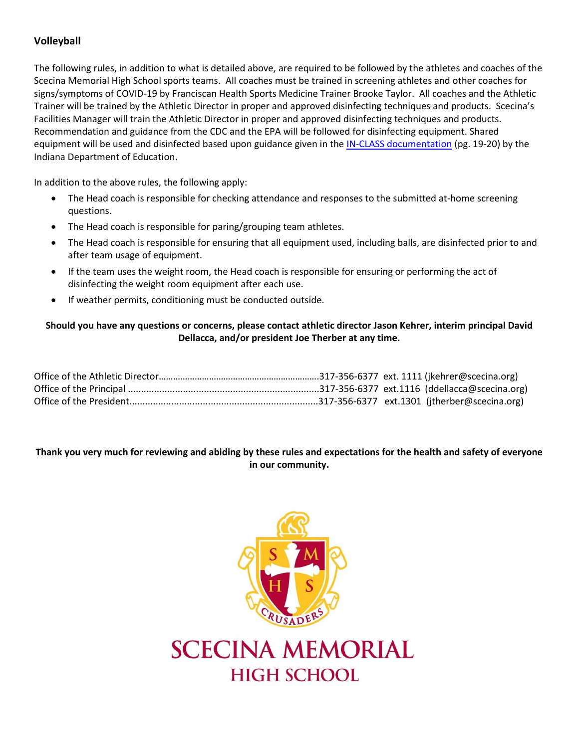### Volleyball

The following rules, in addition to what is detailed above, are required to be followed by the athletes and coaches of the Scecina Memorial High School sports teams. All coaches must be trained in screening athletes and other coaches for signs/symptoms of COVID-19 by Franciscan Health Sports Medicine Trainer Brooke Taylor. All coaches and the Athletic Trainer will be trained by the Athletic Director in proper and approved disinfecting techniques and products. Scecina's Facilities Manager will train the Athletic Director in proper and approved disinfecting techniques and products. Recommendation and guidance from the CDC and the EPA will be followed for disinfecting equipment. Shared equipment will be used and disinfected based upon guidance given in the IN-CLASS documentation (pg. 19-20) by the Indiana Department of Education.

In addition to the above rules, the following apply:

- The Head coach is responsible for checking attendance and responses to the submitted at-home screening questions.
- The Head coach is responsible for paring/grouping team athletes.
- The Head coach is responsible for ensuring that all equipment used, including balls, are disinfected prior to and after team usage of equipment.
- If the team uses the weight room, the Head coach is responsible for ensuring or performing the act of disinfecting the weight room equipment after each use.
- If weather permits, conditioning must be conducted outside.

**Should you have any questions or concerns, please contact athletic director Jason Kehrer, interim principal David Dellacca, and/or president Joe Therber at any time.**

Office of the Athletic Director……………………………………………………….317-356-6377 ext. 1111 (jkehrer@scecina.org)
Office of the Principal ..........................................................................317-356-6377 ext.1116 (ddellacca@scecina.org)
Office of the President........................................................................317-356-6377 ext.1301 (jtherber@scecina.org)

**Thank you very much for reviewing and abiding by these rules and expectations for the health and safety of everyone in our community.**

SCECINA MEMORIAL HIGH SCHOOL